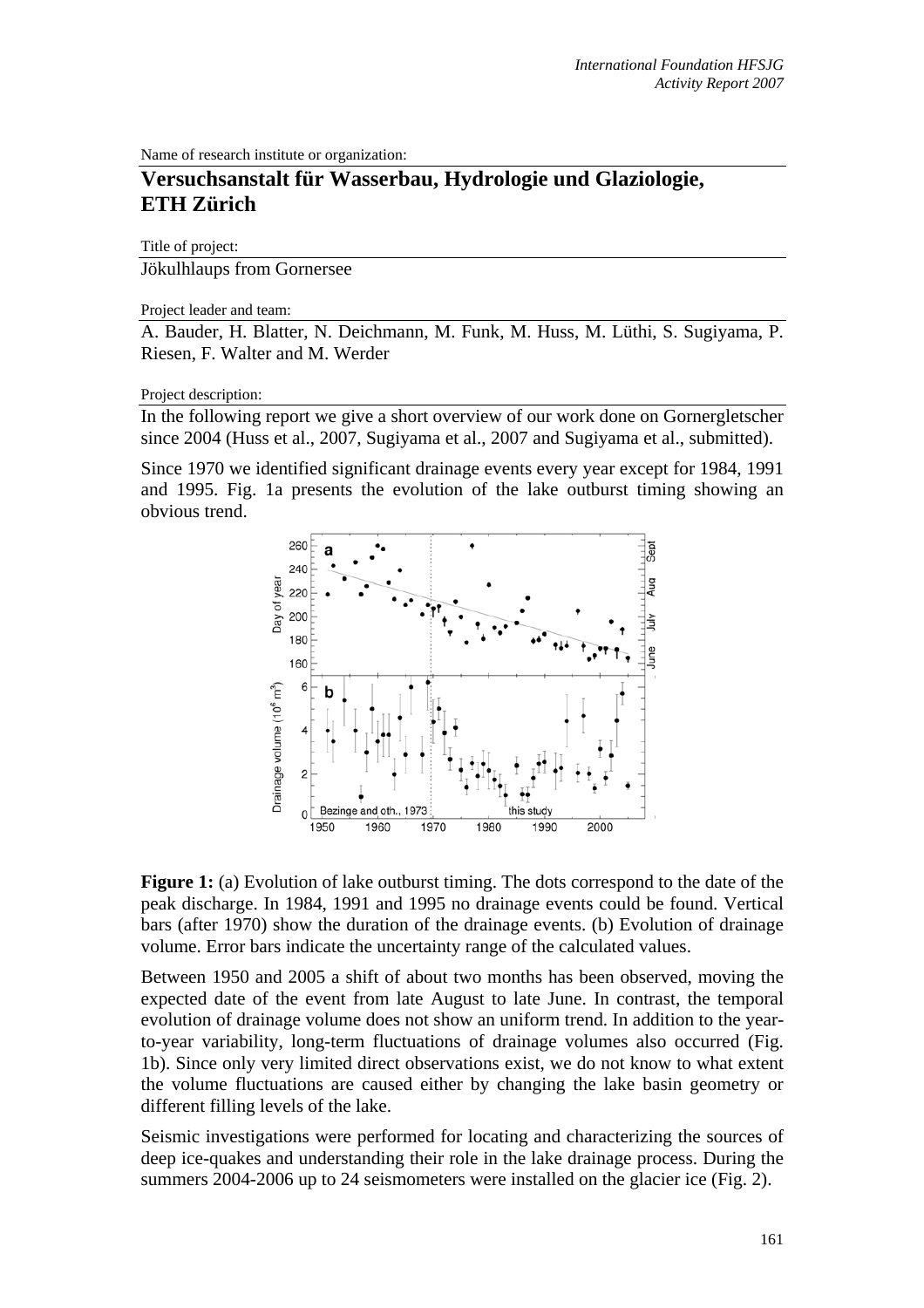Name of research institute or organization:

## Versuchsanstalt für Wasserbau, Hydrologie und Glaziologie, ETH Zürich

Title of project:

Jökulhlaups from Gornersee

Project leader and team:

A. Bauder, H. Blatter, N. Deichmann, M. Funk, M. Huss, M. Lüthi, S. Sugiyama, P. Riesen, F. Walter and M. Werder

Project description:

In the following report we give a short overview of our work done on Gornergletscher since 2004 (Huss et al., 2007, Sugiyama et al., 2007 and Sugiyama et al., submitted).

Since 1970 we identified significant drainage events every year except for 1984, 1991 and 1995. Fig. 1a presents the evolution of the lake outburst timing showing an obvious trend.

**Figure 1:** (a) Evolution of lake outburst timing. The dots correspond to the date of the peak discharge. In 1984, 1991 and 1995 no drainage events could be found. Vertical bars (after 1970) show the duration of the drainage events. (b) Evolution of drainage volume. Error bars indicate the uncertainty range of the calculated values.

Between 1950 and 2005 a shift of about two months has been observed, moving the expected date of the event from late August to late June. In contrast, the temporal evolution of drainage volume does not show an uniform trend. In addition to the year-to-year variability, long-term fluctuations of drainage volumes also occurred (Fig. 1b). Since only very limited direct observations exist, we do not know to what extent the volume fluctuations are caused either by changing the lake basin geometry or different filling levels of the lake.

Seismic investigations were performed for locating and characterizing the sources of deep ice-quakes and understanding their role in the lake drainage process. During the summers 2004-2006 up to 24 seismometers were installed on the glacier ice (Fig. 2).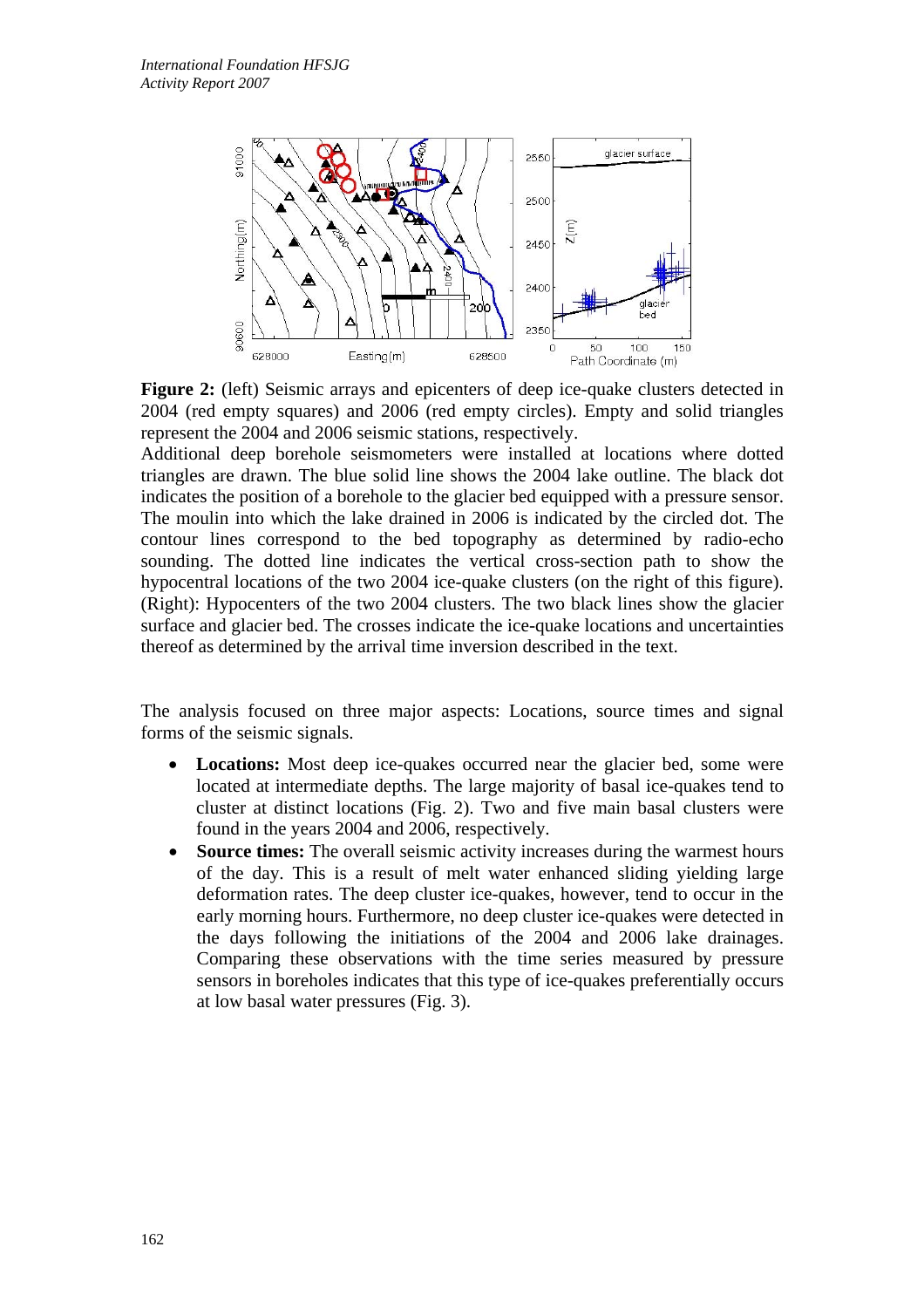**Figure 2:** (left) Seismic arrays and epicenters of deep ice-quake clusters detected in 2004 (red empty squares) and 2006 (red empty circles). Empty and solid triangles represent the 2004 and 2006 seismic stations, respectively.
Additional deep borehole seismometers were installed at locations where dotted triangles are drawn. The blue solid line shows the 2004 lake outline. The black dot indicates the position of a borehole to the glacier bed equipped with a pressure sensor. The moulin into which the lake drained in 2006 is indicated by the circled dot. The contour lines correspond to the bed topography as determined by radio-echo sounding. The dotted line indicates the vertical cross-section path to show the hypocentral locations of the two 2004 ice-quake clusters (on the right of this figure). (Right): Hypocenters of the two 2004 clusters. The two black lines show the glacier surface and glacier bed. The crosses indicate the ice-quake locations and uncertainties thereof as determined by the arrival time inversion described in the text.

The analysis focused on three major aspects: Locations, source times and signal forms of the seismic signals.

- **Locations:** Most deep ice-quakes occurred near the glacier bed, some were located at intermediate depths. The large majority of basal ice-quakes tend to cluster at distinct locations (Fig. 2). Two and five main basal clusters were found in the years 2004 and 2006, respectively.
- **Source times:** The overall seismic activity increases during the warmest hours of the day. This is a result of melt water enhanced sliding yielding large deformation rates. The deep cluster ice-quakes, however, tend to occur in the early morning hours. Furthermore, no deep cluster ice-quakes were detected in the days following the initiations of the 2004 and 2006 lake drainages. Comparing these observations with the time series measured by pressure sensors in boreholes indicates that this type of ice-quakes preferentially occurs at low basal water pressures (Fig. 3).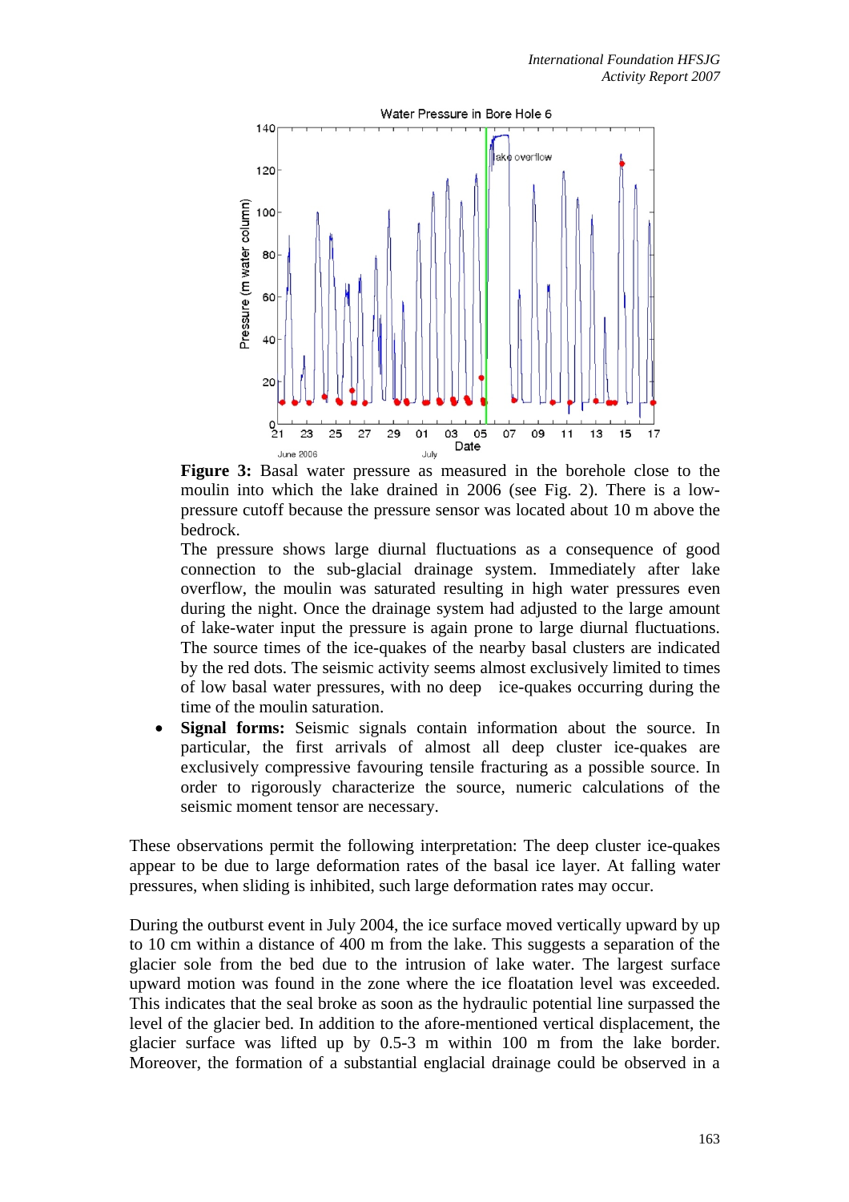**Figure 3:** Basal water pressure as measured in the borehole close to the moulin into which the lake drained in 2006 (see Fig. 2). There is a low-pressure cutoff because the pressure sensor was located about 10 m above the bedrock.

The pressure shows large diurnal fluctuations as a consequence of good connection to the sub-glacial drainage system. Immediately after lake overflow, the moulin was saturated resulting in high water pressures even during the night. Once the drainage system had adjusted to the large amount of lake-water input the pressure is again prone to large diurnal fluctuations. The source times of the ice-quakes of the nearby basal clusters are indicated by the red dots. The seismic activity seems almost exclusively limited to times of low basal water pressures, with no deep ice-quakes occurring during the time of the moulin saturation.

- **Signal forms:** Seismic signals contain information about the source. In particular, the first arrivals of almost all deep cluster ice-quakes are exclusively compressive favouring tensile fracturing as a possible source. In order to rigorously characterize the source, numeric calculations of the seismic moment tensor are necessary.

These observations permit the following interpretation: The deep cluster ice-quakes appear to be due to large deformation rates of the basal ice layer. At falling water pressures, when sliding is inhibited, such large deformation rates may occur.

During the outburst event in July 2004, the ice surface moved vertically upward by up to 10 cm within a distance of 400 m from the lake. This suggests a separation of the glacier sole from the bed due to the intrusion of lake water. The largest surface upward motion was found in the zone where the ice floatation level was exceeded. This indicates that the seal broke as soon as the hydraulic potential line surpassed the level of the glacier bed. In addition to the afore-mentioned vertical displacement, the glacier surface was lifted up by 0.5-3 m within 100 m from the lake border. Moreover, the formation of a substantial englacial drainage could be observed in a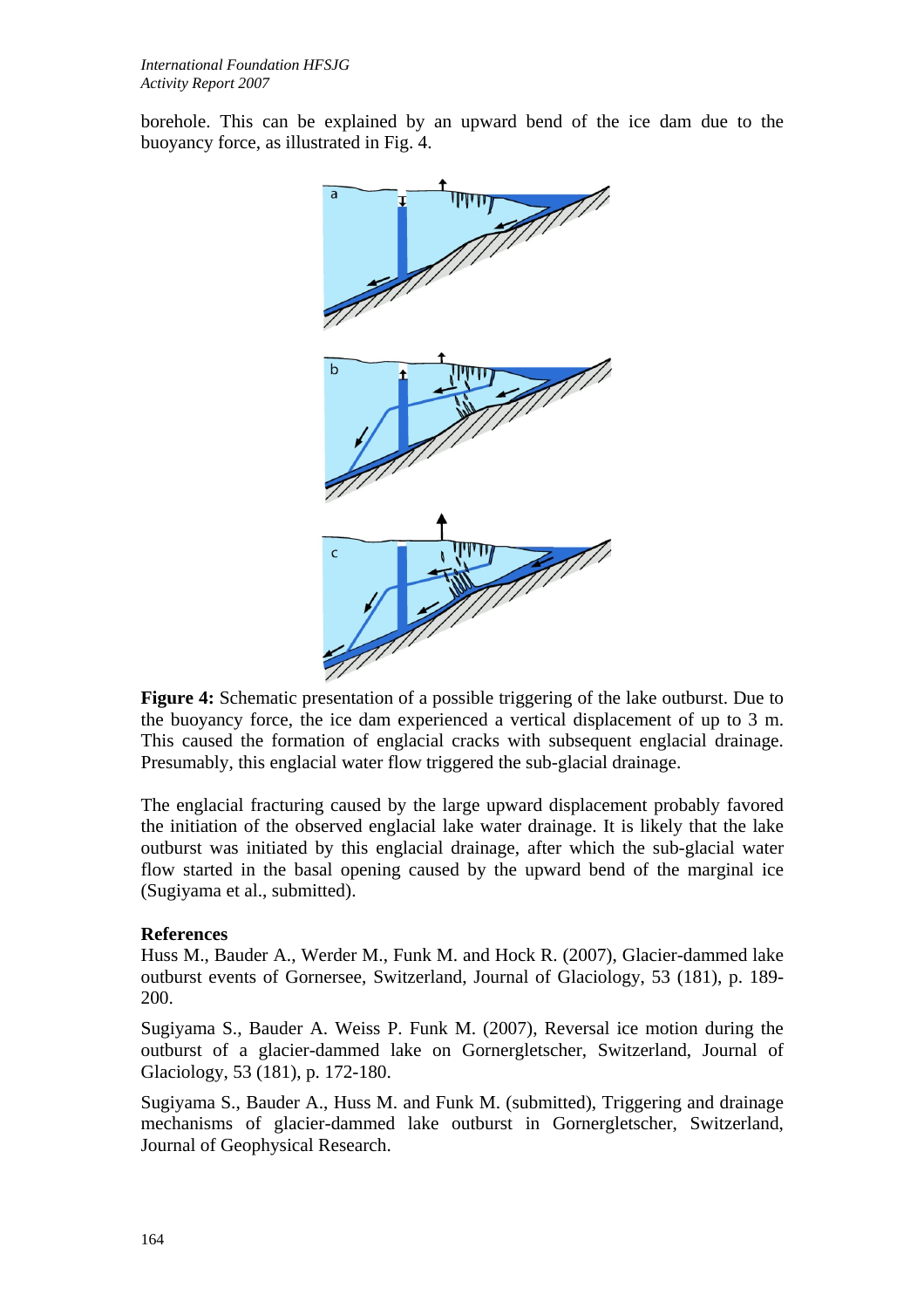borehole. This can be explained by an upward bend of the ice dam due to the buoyancy force, as illustrated in Fig. 4.

**Figure 4:** Schematic presentation of a possible triggering of the lake outburst. Due to the buoyancy force, the ice dam experienced a vertical displacement of up to 3 m. This caused the formation of englacial cracks with subsequent englacial drainage. Presumably, this englacial water flow triggered the sub-glacial drainage.

The englacial fracturing caused by the large upward displacement probably favored the initiation of the observed englacial lake water drainage. It is likely that the lake outburst was initiated by this englacial drainage, after which the sub-glacial water flow started in the basal opening caused by the upward bend of the marginal ice (Sugiyama et al., submitted).

**References**

Huss M., Bauder A., Werder M., Funk M. and Hock R. (2007), Glacier-dammed lake outburst events of Gornersee, Switzerland, Journal of Glaciology, 53 (181), p. 189-200.

Sugiyama S., Bauder A. Weiss P. Funk M. (2007), Reversal ice motion during the outburst of a glacier-dammed lake on Gornergletscher, Switzerland, Journal of Glaciology, 53 (181), p. 172-180.

Sugiyama S., Bauder A., Huss M. and Funk M. (submitted), Triggering and drainage mechanisms of glacier-dammed lake outburst in Gornergletscher, Switzerland, Journal of Geophysical Research.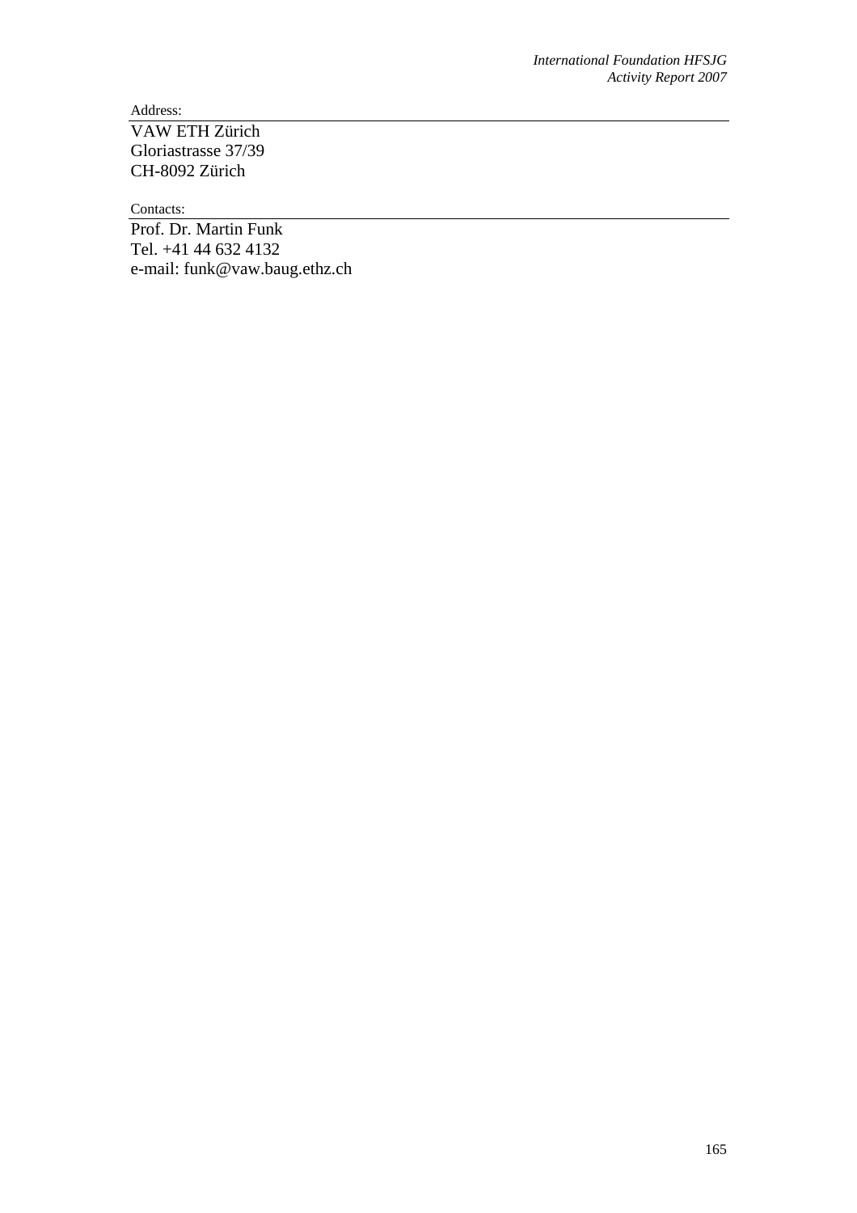Address:

VAW ETH Zürich
Gloriastrasse 37/39
CH-8092 Zürich

Contacts:

Prof. Dr. Martin Funk
Tel. +41 44 632 4132
e-mail: funk@vaw.baug.ethz.ch